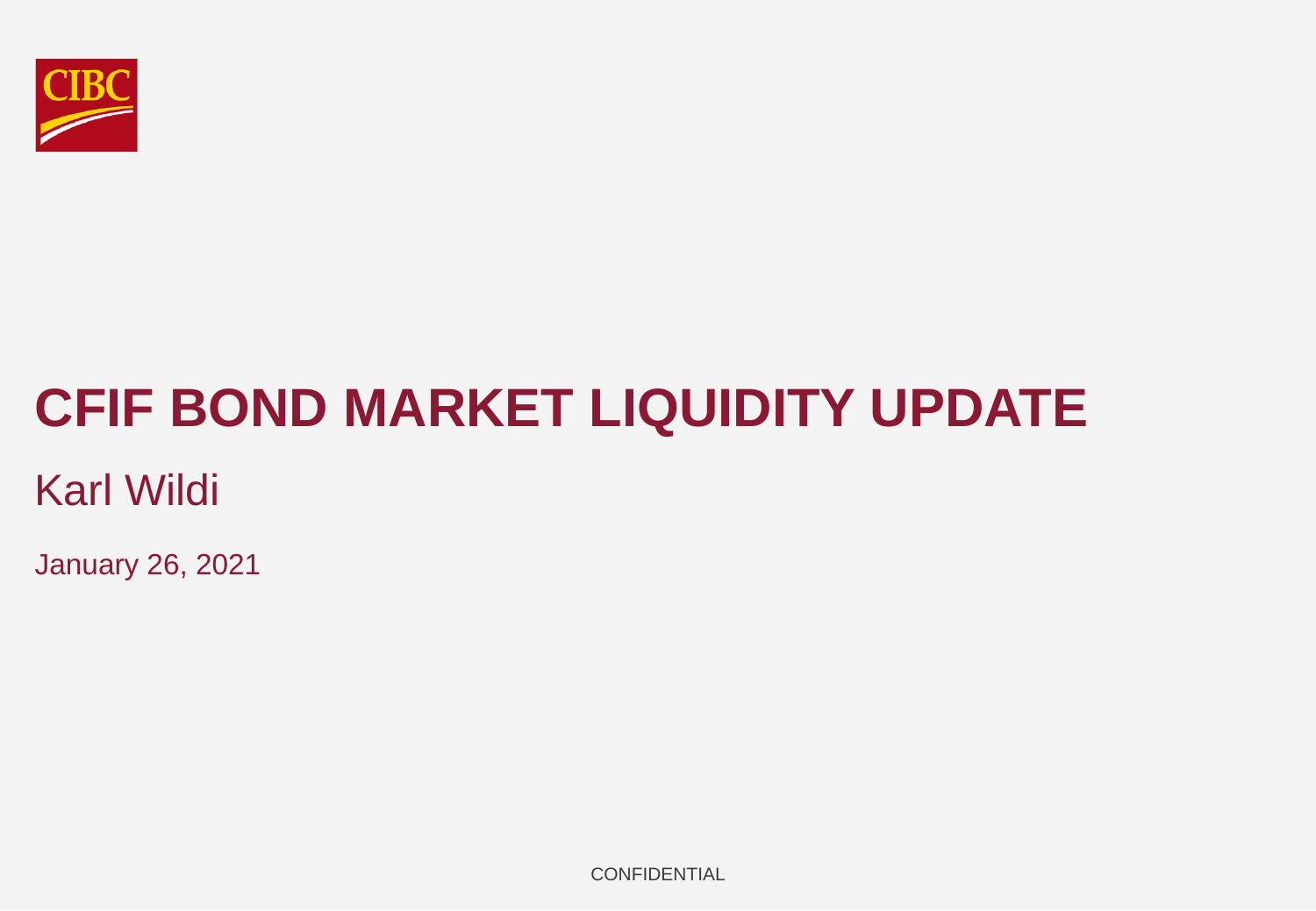CIBC

# CFIF BOND MARKET LIQUIDITY UPDATE

## Karl Wildi

January 26, 2021

CONFIDENTIAL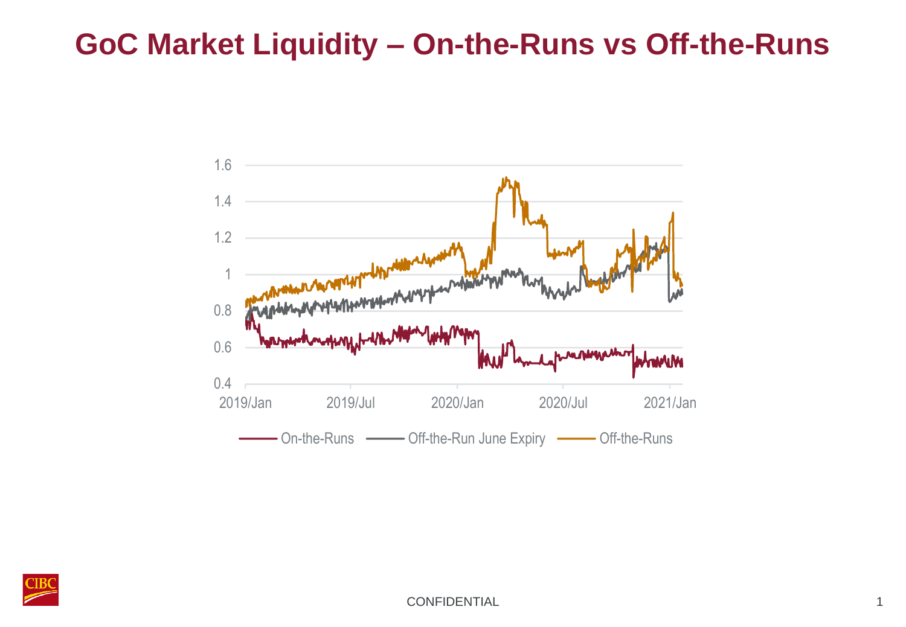# GoC Market Liquidity – On-the-Runs vs Off-the-Runs

1.6
1.4
1.2
1
0.8
0.6
0.4

2019/Jan 2019/Jul 2020/Jan 2020/Jul 2021/Jan

On-the-Runs — Off-the-Run June Expiry — Off-the-Runs

CONFIDENTIAL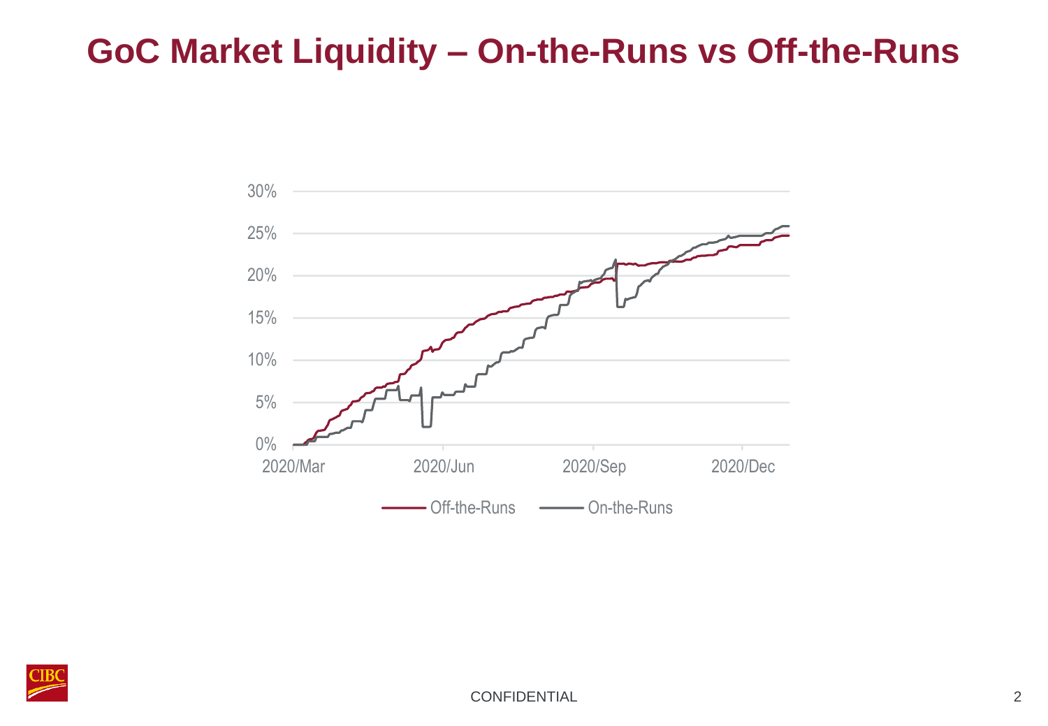# GoC Market Liquidity – On-the-Runs vs Off-the-Runs

30%
25%
20%
15%
10%
5%
0%

2020/Mar 2020/Jun 2020/Sep 2020/Dec

Off-the-Runs On-the-Runs

CONFIDENTIAL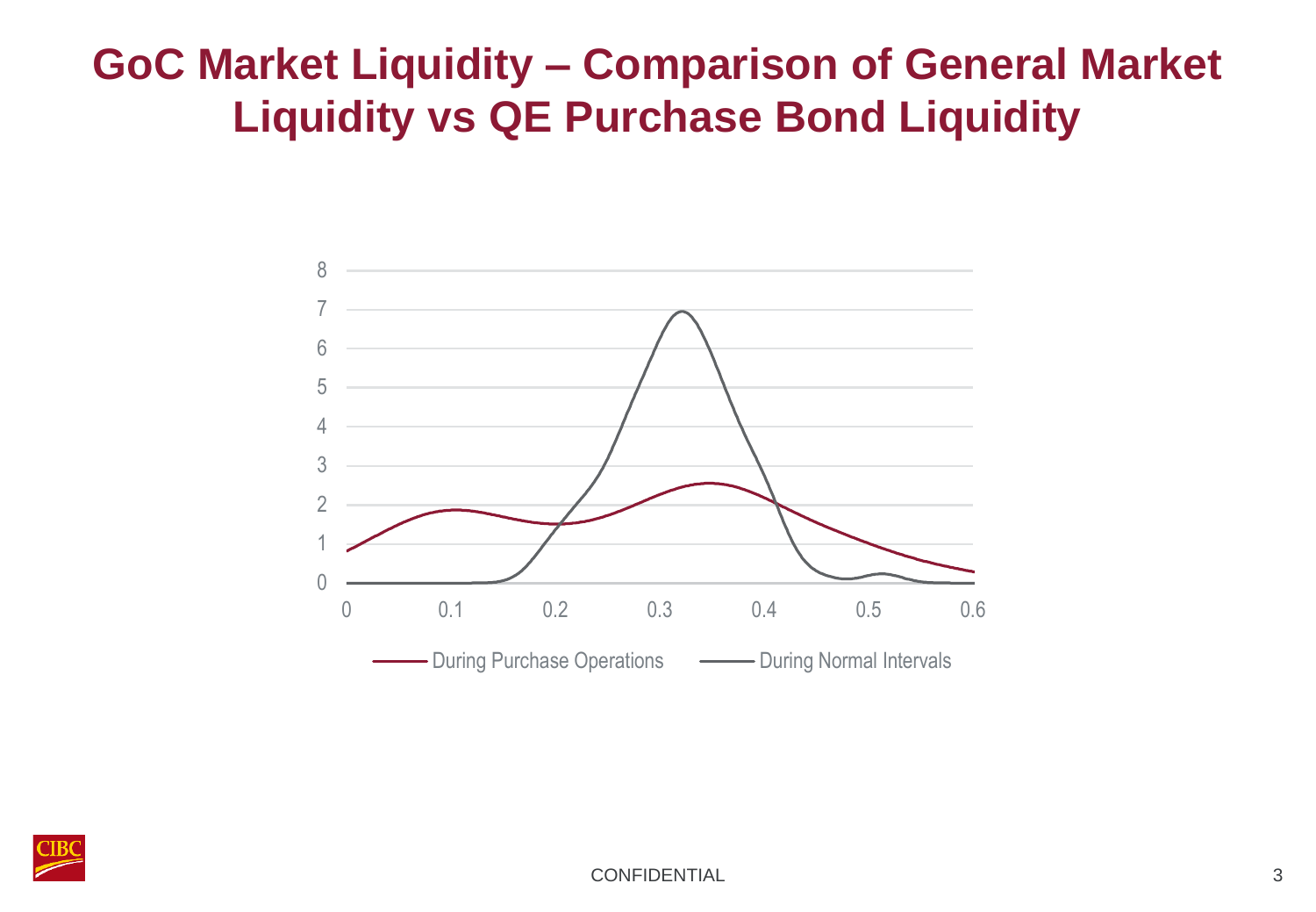# GoC Market Liquidity – Comparison of General Market Liquidity vs QE Purchase Bond Liquidity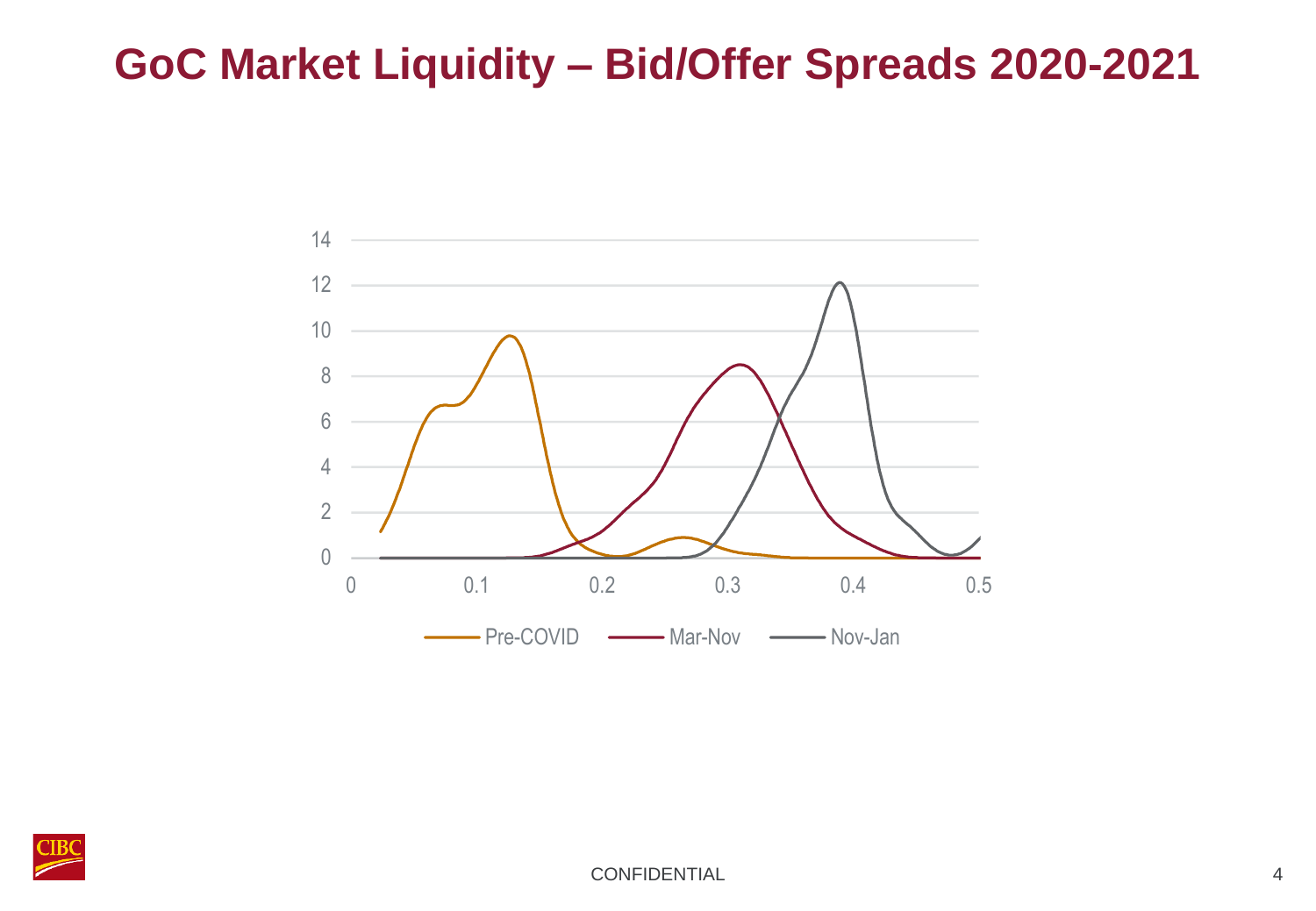# GoC Market Liquidity – Bid/Offer Spreads 2020-2021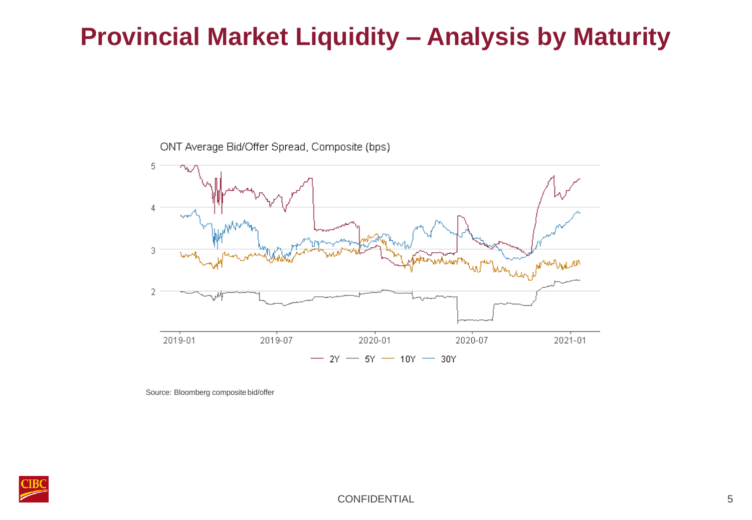# Provincial Market Liquidity – Analysis by Maturity

ONT Average Bid/Offer Spread, Composite (bps)

Source: Bloomberg composite bid/offer

CONFIDENTIAL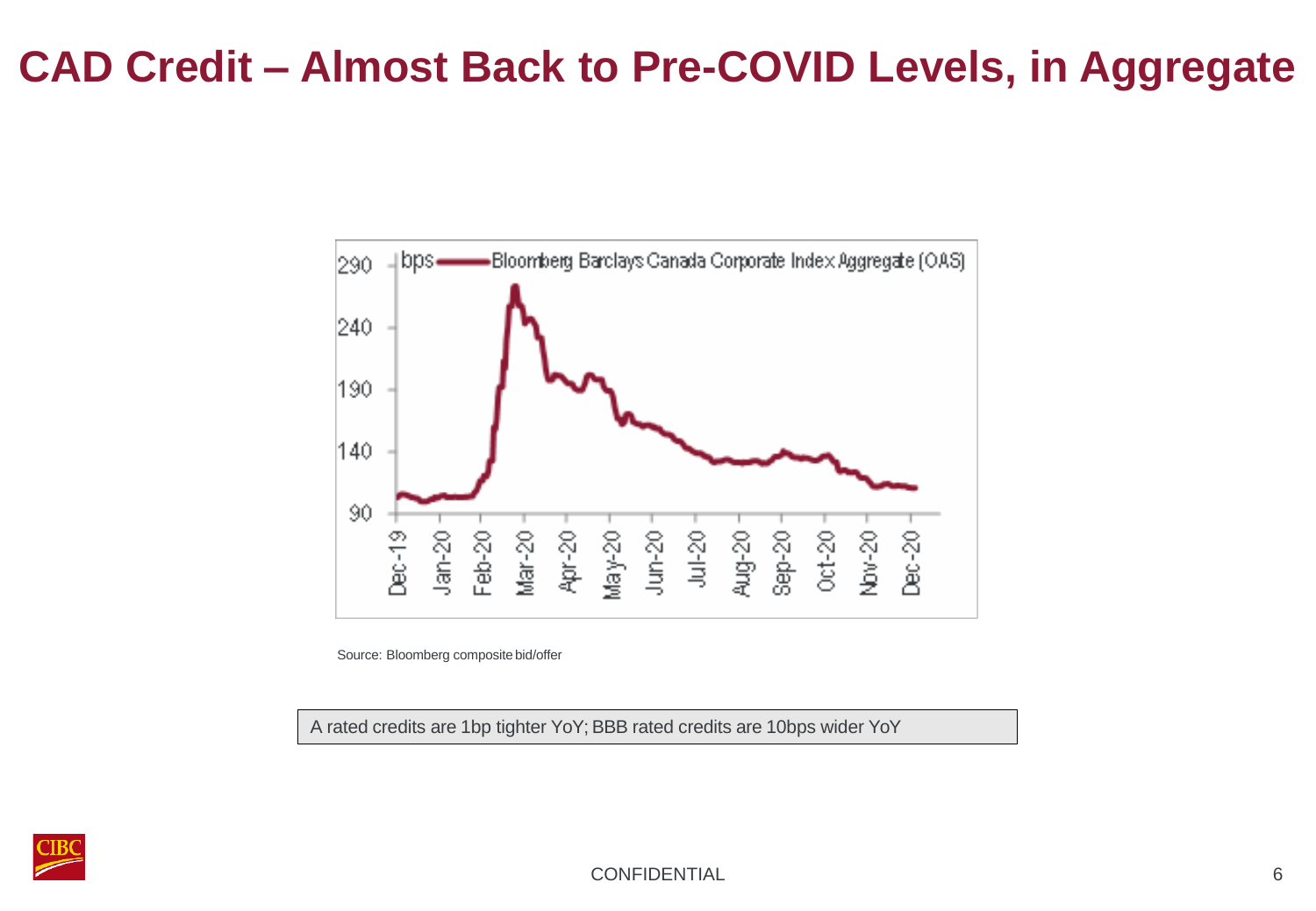# CAD Credit – Almost Back to Pre-COVID Levels, in Aggregate

Source: Bloomberg composite bid/offer

A rated credits are 1bp tighter YoY; BBB rated credits are 10bps wider YoY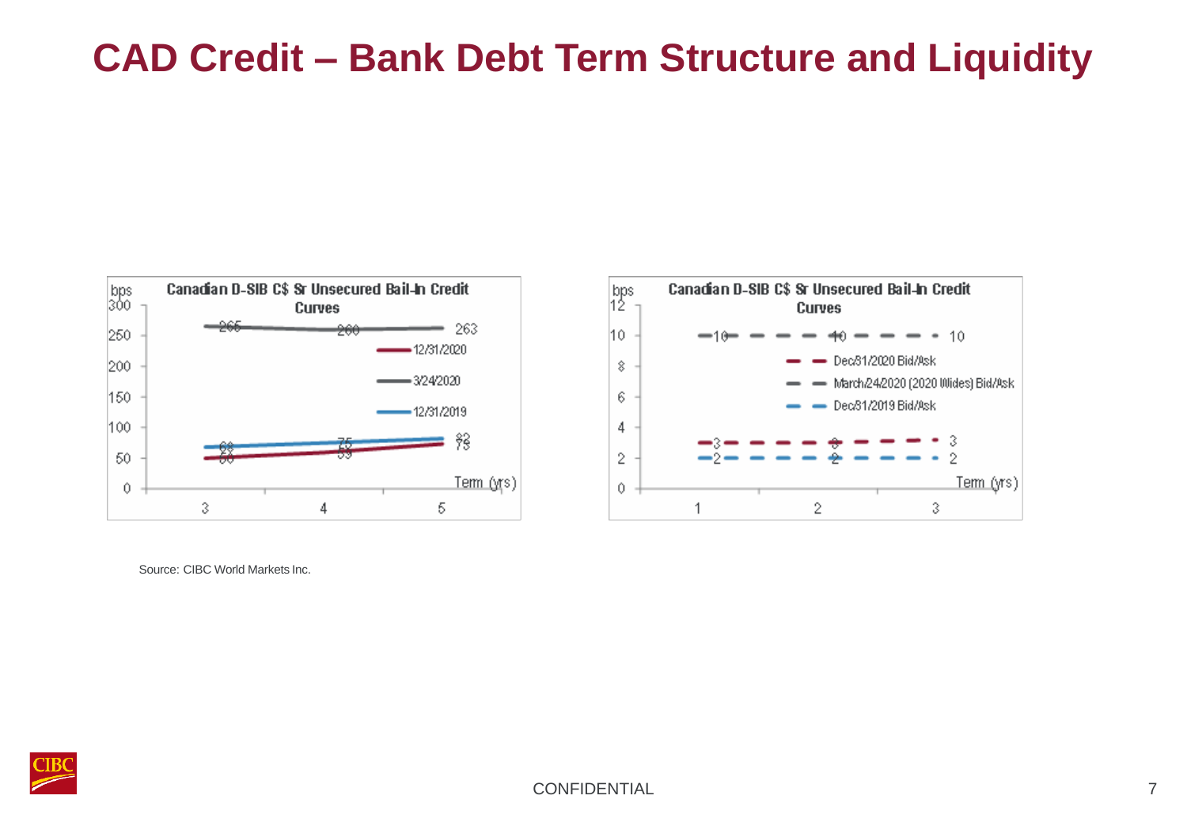# CAD Credit – Bank Debt Term Structure and Liquidity

**Canadian D-SIB C$ Sr Unsecured Bail-In Credit Curves**

| Term (yrs) | 12/31/2020 | 3/24/2020 | 12/31/2019 |
|---|---|---|---|
| 3 | 50 | 265 | 68 |
| 4 | 59 | 260 | 75 |
| 5 | 73 | 263 | 82 |

(bps)

**Canadian D-SIB C$ Sr Unsecured Bail-In Credit Curves**

| Term (yrs) | Dec/31/2020 Bid/Ask | March/24/2020 (2020 Wides) Bid/Ask | Dec/31/2019 Bid/Ask |
|---|---|---|---|
| 1 | 3 | 10 | 2 |
| 2 | 3 | 10 | 2 |
| 3 | 3 | 10 | 2 |

(bps)

Source: CIBC World Markets Inc.

CONFIDENTIAL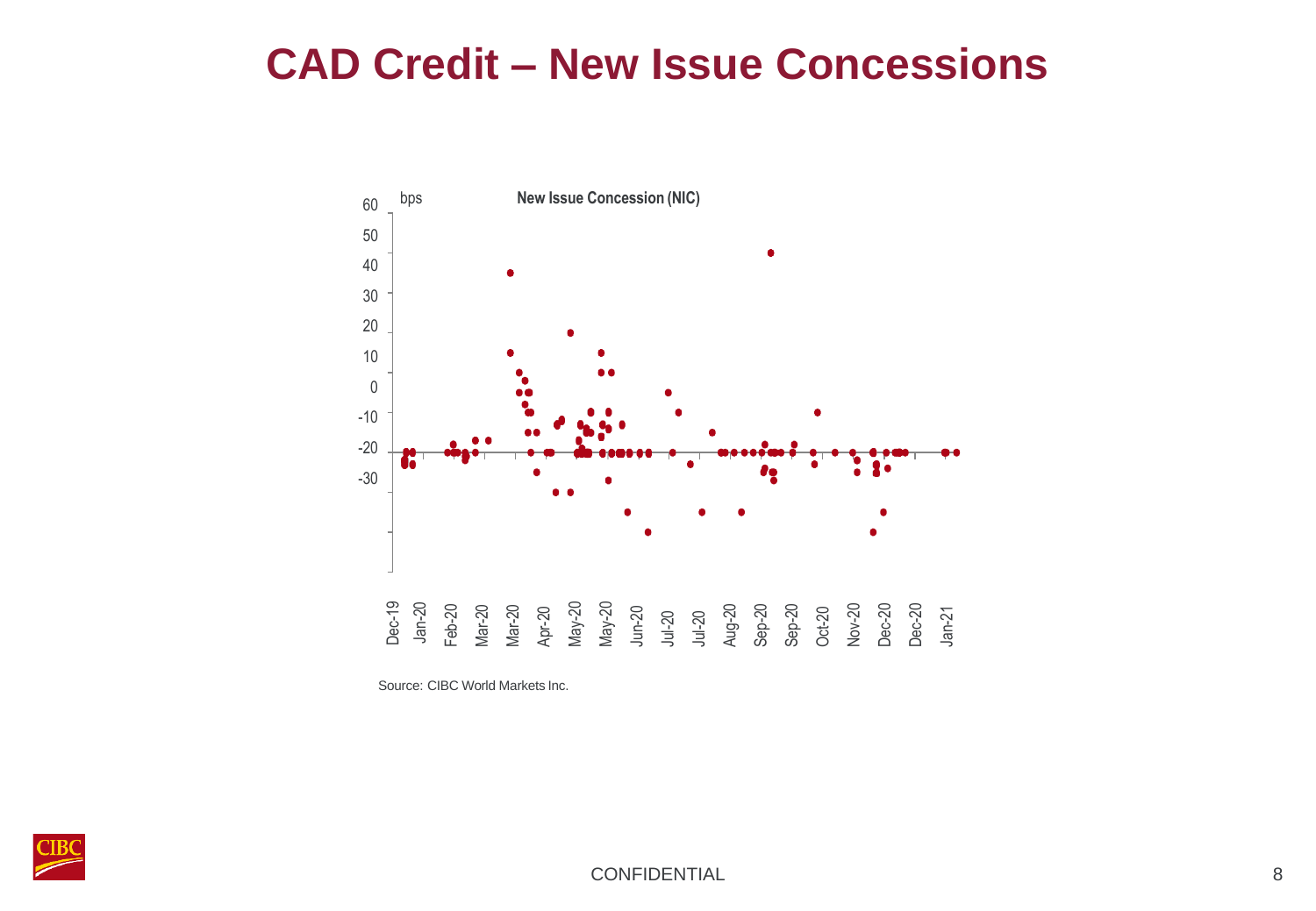# CAD Credit – New Issue Concessions

New Issue Concession (NIC)

bps

60
50
40
30
20
10
0
-10
-20
-30

Dec-19
Jan-20
Feb-20
Mar-20
Mar-20
Apr-20
May-20
May-20
Jun-20
Jul-20
Jul-20
Aug-20
Sep-20
Sep-20
Oct-20
Nov-20
Dec-20
Dec-20
Jan-21

Source: CIBC World Markets Inc.

CONFIDENTIAL